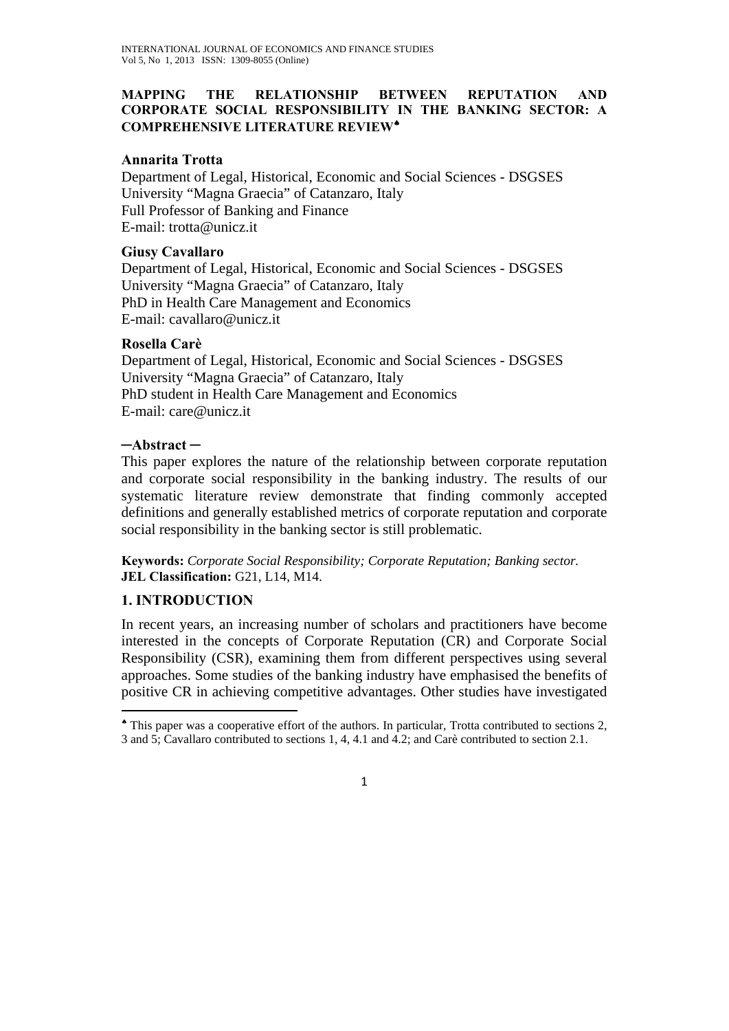# MAPPING THE RELATIONSHIP BETWEEN REPUTATION AND CORPORATE SOCIAL RESPONSIBILITY IN THE BANKING SECTOR: A COMPREHENSIVE LITERATURE REVIEW[♠]

**Annarita Trotta**

Department of Legal, Historical, Economic and Social Sciences - DSGSES
University "Magna Graecia" of Catanzaro, Italy
Full Professor of Banking and Finance
E-mail: trotta@unicz.it

**Giusy Cavallaro**

Department of Legal, Historical, Economic and Social Sciences - DSGSES
University "Magna Graecia" of Catanzaro, Italy
PhD in Health Care Management and Economics
E-mail: cavallaro@unicz.it

**Rosella Carè**

Department of Legal, Historical, Economic and Social Sciences - DSGSES
University "Magna Graecia" of Catanzaro, Italy
PhD student in Health Care Management and Economics
E-mail: care@unicz.it

**─Abstract ─**

This paper explores the nature of the relationship between corporate reputation and corporate social responsibility in the banking industry. The results of our systematic literature review demonstrate that finding commonly accepted definitions and generally established metrics of corporate reputation and corporate social responsibility in the banking sector is still problematic.

**Keywords:** *Corporate Social Responsibility; Corporate Reputation; Banking sector.*
**JEL Classification:** G21, L14, M14.

## 1. INTRODUCTION

In recent years, an increasing number of scholars and practitioners have become interested in the concepts of Corporate Reputation (CR) and Corporate Social Responsibility (CSR), examining them from different perspectives using several approaches. Some studies of the banking industry have emphasised the benefits of positive CR in achieving competitive advantages. Other studies have investigated

[♠] This paper was a cooperative effort of the authors. In particular, Trotta contributed to sections 2, 3 and 5; Cavallaro contributed to sections 1, 4, 4.1 and 4.2; and Carè contributed to section 2.1.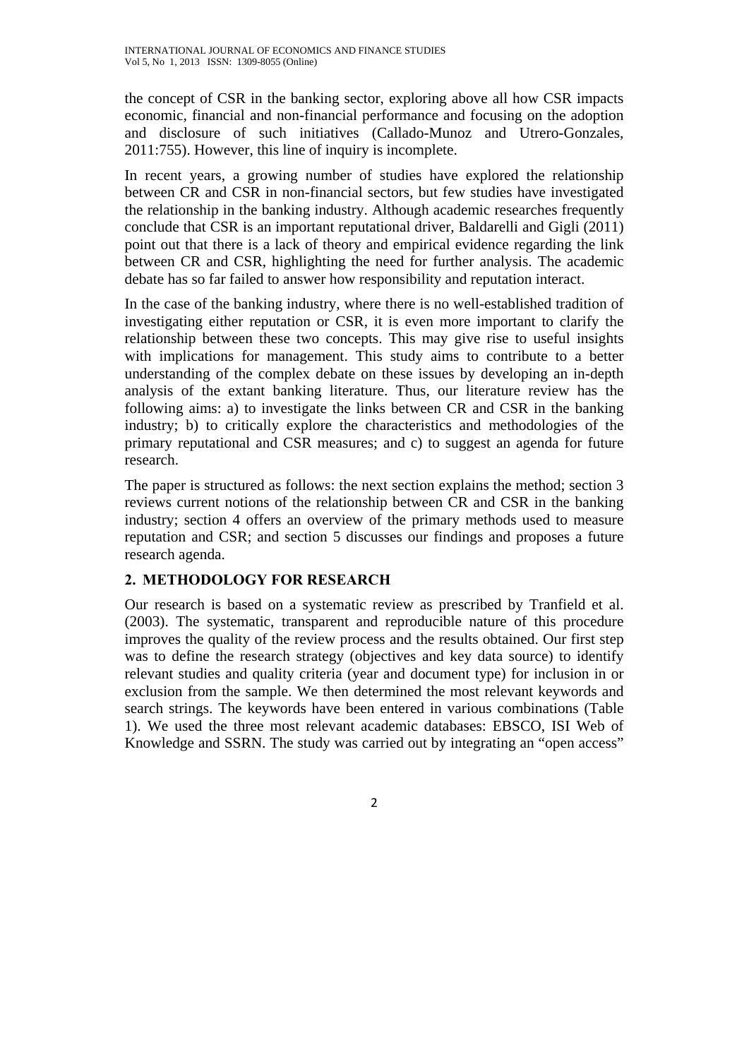the concept of CSR in the banking sector, exploring above all how CSR impacts economic, financial and non-financial performance and focusing on the adoption and disclosure of such initiatives (Callado-Munoz and Utrero-Gonzales, 2011:755). However, this line of inquiry is incomplete.

In recent years, a growing number of studies have explored the relationship between CR and CSR in non-financial sectors, but few studies have investigated the relationship in the banking industry. Although academic researches frequently conclude that CSR is an important reputational driver, Baldarelli and Gigli (2011) point out that there is a lack of theory and empirical evidence regarding the link between CR and CSR, highlighting the need for further analysis. The academic debate has so far failed to answer how responsibility and reputation interact.

In the case of the banking industry, where there is no well-established tradition of investigating either reputation or CSR, it is even more important to clarify the relationship between these two concepts. This may give rise to useful insights with implications for management. This study aims to contribute to a better understanding of the complex debate on these issues by developing an in-depth analysis of the extant banking literature. Thus, our literature review has the following aims: a) to investigate the links between CR and CSR in the banking industry; b) to critically explore the characteristics and methodologies of the primary reputational and CSR measures; and c) to suggest an agenda for future research.

The paper is structured as follows: the next section explains the method; section 3 reviews current notions of the relationship between CR and CSR in the banking industry; section 4 offers an overview of the primary methods used to measure reputation and CSR; and section 5 discusses our findings and proposes a future research agenda.

## 2. METHODOLOGY FOR RESEARCH

Our research is based on a systematic review as prescribed by Tranfield et al. (2003). The systematic, transparent and reproducible nature of this procedure improves the quality of the review process and the results obtained. Our first step was to define the research strategy (objectives and key data source) to identify relevant studies and quality criteria (year and document type) for inclusion in or exclusion from the sample. We then determined the most relevant keywords and search strings. The keywords have been entered in various combinations (Table 1). We used the three most relevant academic databases: EBSCO, ISI Web of Knowledge and SSRN. The study was carried out by integrating an "open access"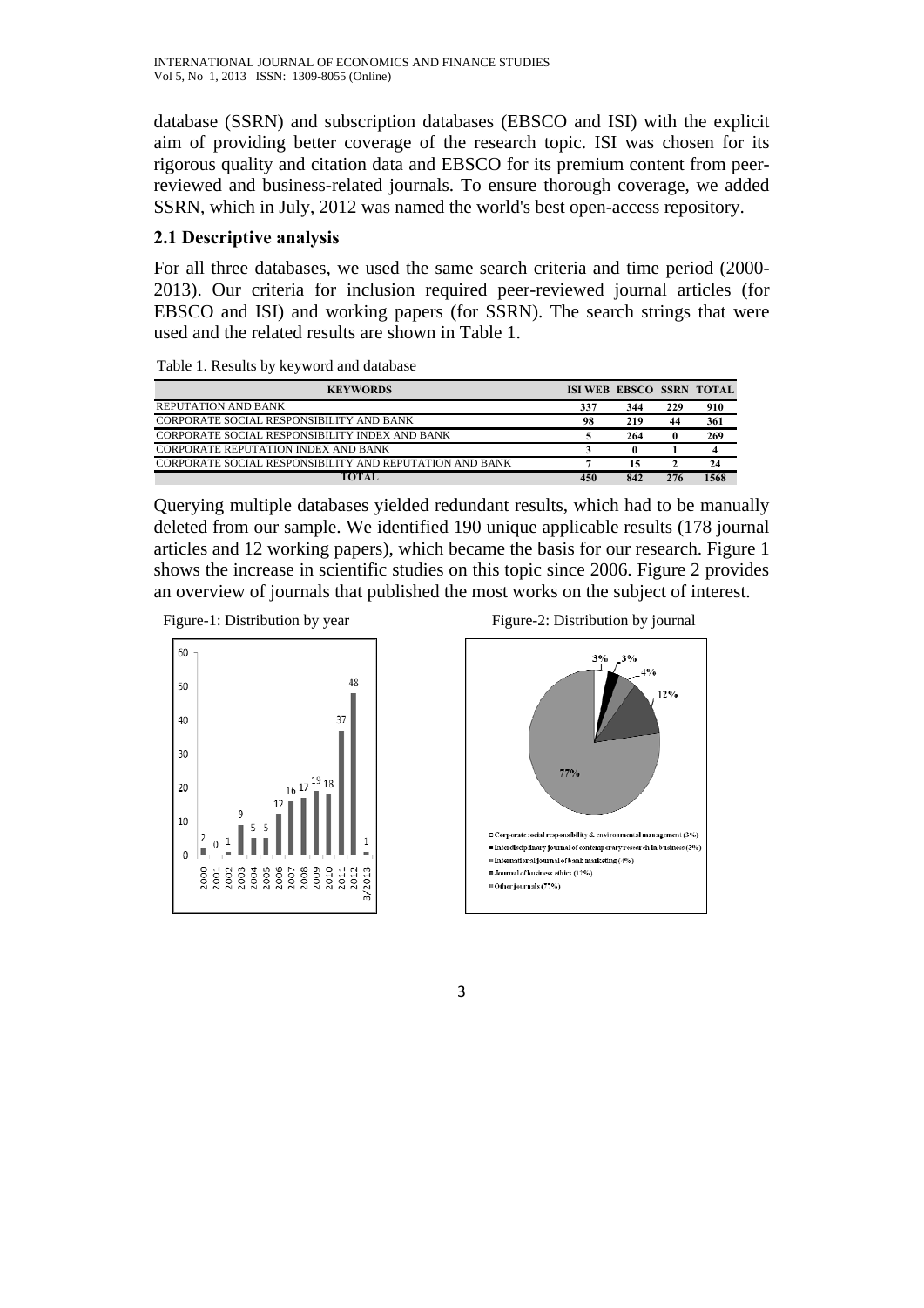database (SSRN) and subscription databases (EBSCO and ISI) with the explicit aim of providing better coverage of the research topic. ISI was chosen for its rigorous quality and citation data and EBSCO for its premium content from peer-reviewed and business-related journals. To ensure thorough coverage, we added SSRN, which in July, 2012 was named the world's best open-access repository.

### 2.1 Descriptive analysis

For all three databases, we used the same search criteria and time period (2000-2013). Our criteria for inclusion required peer-reviewed journal articles (for EBSCO and ISI) and working papers (for SSRN). The search strings that were used and the related results are shown in Table 1.

Table 1. Results by keyword and database

| KEYWORDS | ISI WEB | EBSCO | SSRN | TOTAL |
|---|---|---|---|---|
| REPUTATION AND BANK | 337 | 344 | 229 | 910 |
| CORPORATE SOCIAL RESPONSIBILITY AND BANK | 98 | 219 | 44 | 361 |
| CORPORATE SOCIAL RESPONSIBILITY INDEX AND BANK | 5 | 264 | 0 | 269 |
| CORPORATE REPUTATION INDEX AND BANK | 3 | 0 | 1 | 4 |
| CORPORATE SOCIAL RESPONSIBILITY AND REPUTATION AND BANK | 7 | 15 | 2 | 24 |
| TOTAL | 450 | 842 | 276 | 1568 |

Querying multiple databases yielded redundant results, which had to be manually deleted from our sample. We identified 190 unique applicable results (178 journal articles and 12 working papers), which became the basis for our research. Figure 1 shows the increase in scientific studies on this topic since 2006. Figure 2 provides an overview of journals that published the most works on the subject of interest.

Figure-1: Distribution by year

Figure-2: Distribution by journal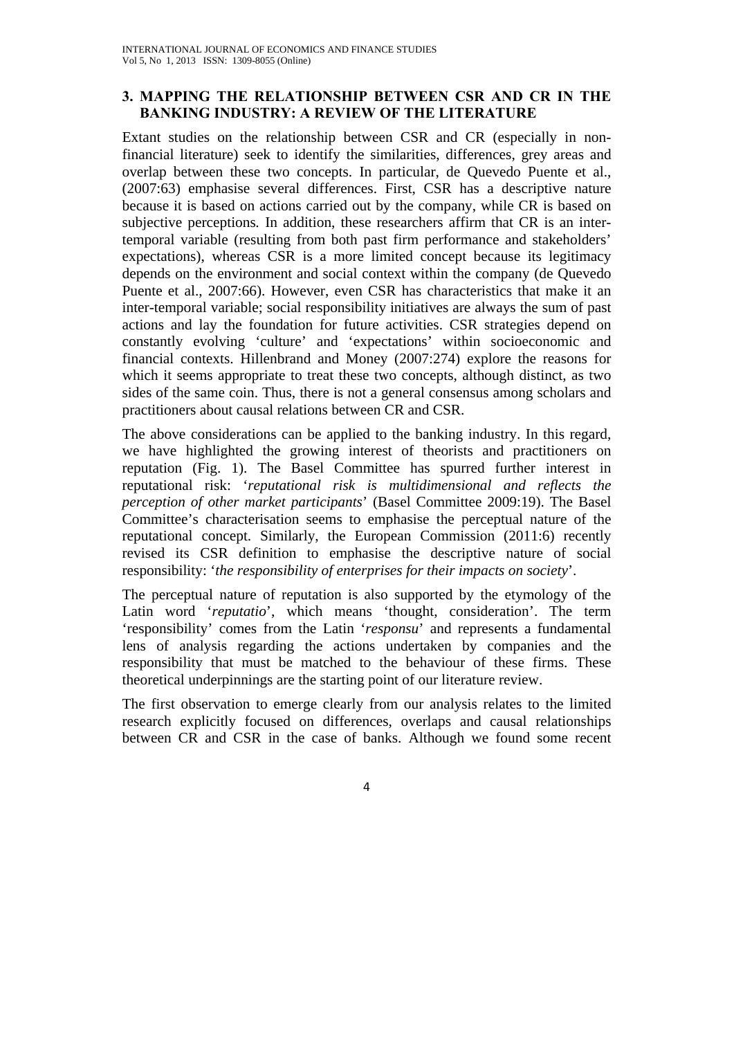## 3. MAPPING THE RELATIONSHIP BETWEEN CSR AND CR IN THE BANKING INDUSTRY: A REVIEW OF THE LITERATURE

Extant studies on the relationship between CSR and CR (especially in non-financial literature) seek to identify the similarities, differences, grey areas and overlap between these two concepts. In particular, de Quevedo Puente et al., (2007:63) emphasise several differences. First, CSR has a descriptive nature because it is based on actions carried out by the company, while CR is based on subjective perceptions. In addition, these researchers affirm that CR is an inter-temporal variable (resulting from both past firm performance and stakeholders' expectations), whereas CSR is a more limited concept because its legitimacy depends on the environment and social context within the company (de Quevedo Puente et al., 2007:66). However, even CSR has characteristics that make it an inter-temporal variable; social responsibility initiatives are always the sum of past actions and lay the foundation for future activities. CSR strategies depend on constantly evolving 'culture' and 'expectations' within socioeconomic and financial contexts. Hillenbrand and Money (2007:274) explore the reasons for which it seems appropriate to treat these two concepts, although distinct, as two sides of the same coin. Thus, there is not a general consensus among scholars and practitioners about causal relations between CR and CSR.

The above considerations can be applied to the banking industry. In this regard, we have highlighted the growing interest of theorists and practitioners on reputation (Fig. 1). The Basel Committee has spurred further interest in reputational risk: '*reputational risk is multidimensional and reflects the perception of other market participants*' (Basel Committee 2009:19). The Basel Committee's characterisation seems to emphasise the perceptual nature of the reputational concept. Similarly, the European Commission (2011:6) recently revised its CSR definition to emphasise the descriptive nature of social responsibility: '*the responsibility of enterprises for their impacts on society*'.

The perceptual nature of reputation is also supported by the etymology of the Latin word '*reputatio*', which means 'thought, consideration'. The term 'responsibility' comes from the Latin '*responsu*' and represents a fundamental lens of analysis regarding the actions undertaken by companies and the responsibility that must be matched to the behaviour of these firms. These theoretical underpinnings are the starting point of our literature review.

The first observation to emerge clearly from our analysis relates to the limited research explicitly focused on differences, overlaps and causal relationships between CR and CSR in the case of banks. Although we found some recent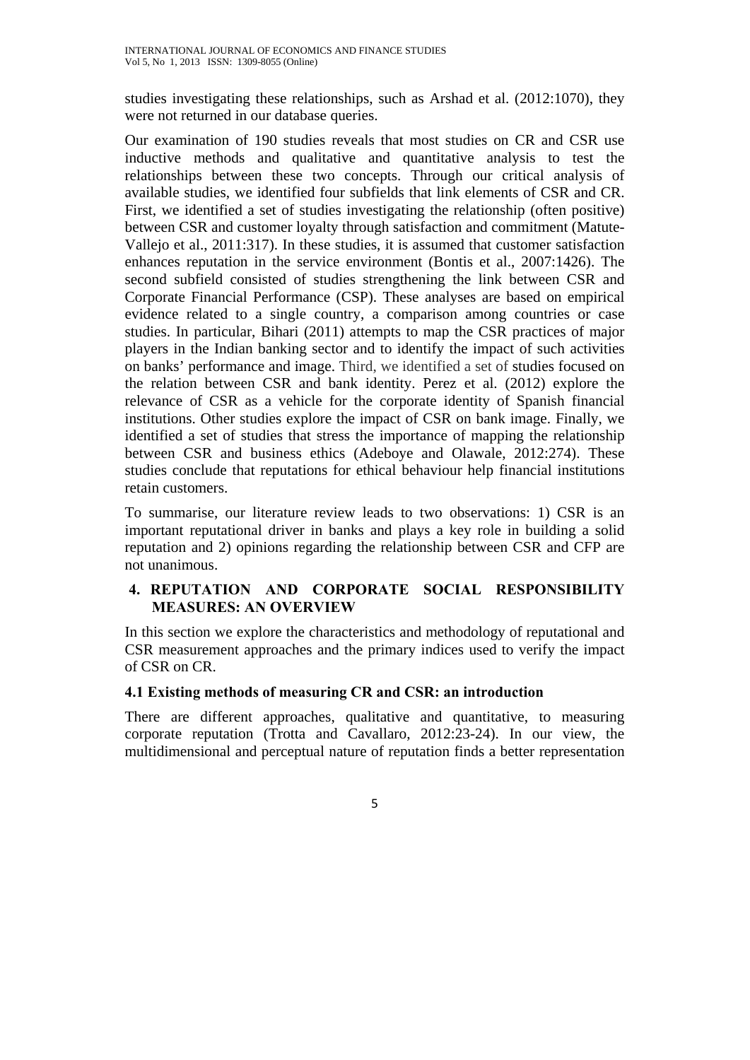studies investigating these relationships, such as Arshad et al. (2012:1070), they were not returned in our database queries.

Our examination of 190 studies reveals that most studies on CR and CSR use inductive methods and qualitative and quantitative analysis to test the relationships between these two concepts. Through our critical analysis of available studies, we identified four subfields that link elements of CSR and CR. First, we identified a set of studies investigating the relationship (often positive) between CSR and customer loyalty through satisfaction and commitment (Matute-Vallejo et al., 2011:317). In these studies, it is assumed that customer satisfaction enhances reputation in the service environment (Bontis et al., 2007:1426). The second subfield consisted of studies strengthening the link between CSR and Corporate Financial Performance (CSP). These analyses are based on empirical evidence related to a single country, a comparison among countries or case studies. In particular, Bihari (2011) attempts to map the CSR practices of major players in the Indian banking sector and to identify the impact of such activities on banks' performance and image. Third, we identified a set of studies focused on the relation between CSR and bank identity. Perez et al. (2012) explore the relevance of CSR as a vehicle for the corporate identity of Spanish financial institutions. Other studies explore the impact of CSR on bank image. Finally, we identified a set of studies that stress the importance of mapping the relationship between CSR and business ethics (Adeboye and Olawale, 2012:274). These studies conclude that reputations for ethical behaviour help financial institutions retain customers.

To summarise, our literature review leads to two observations: 1) CSR is an important reputational driver in banks and plays a key role in building a solid reputation and 2) opinions regarding the relationship between CSR and CFP are not unanimous.

## 4. REPUTATION AND CORPORATE SOCIAL RESPONSIBILITY MEASURES: AN OVERVIEW

In this section we explore the characteristics and methodology of reputational and CSR measurement approaches and the primary indices used to verify the impact of CSR on CR.

### 4.1 Existing methods of measuring CR and CSR: an introduction

There are different approaches, qualitative and quantitative, to measuring corporate reputation (Trotta and Cavallaro, 2012:23-24). In our view, the multidimensional and perceptual nature of reputation finds a better representation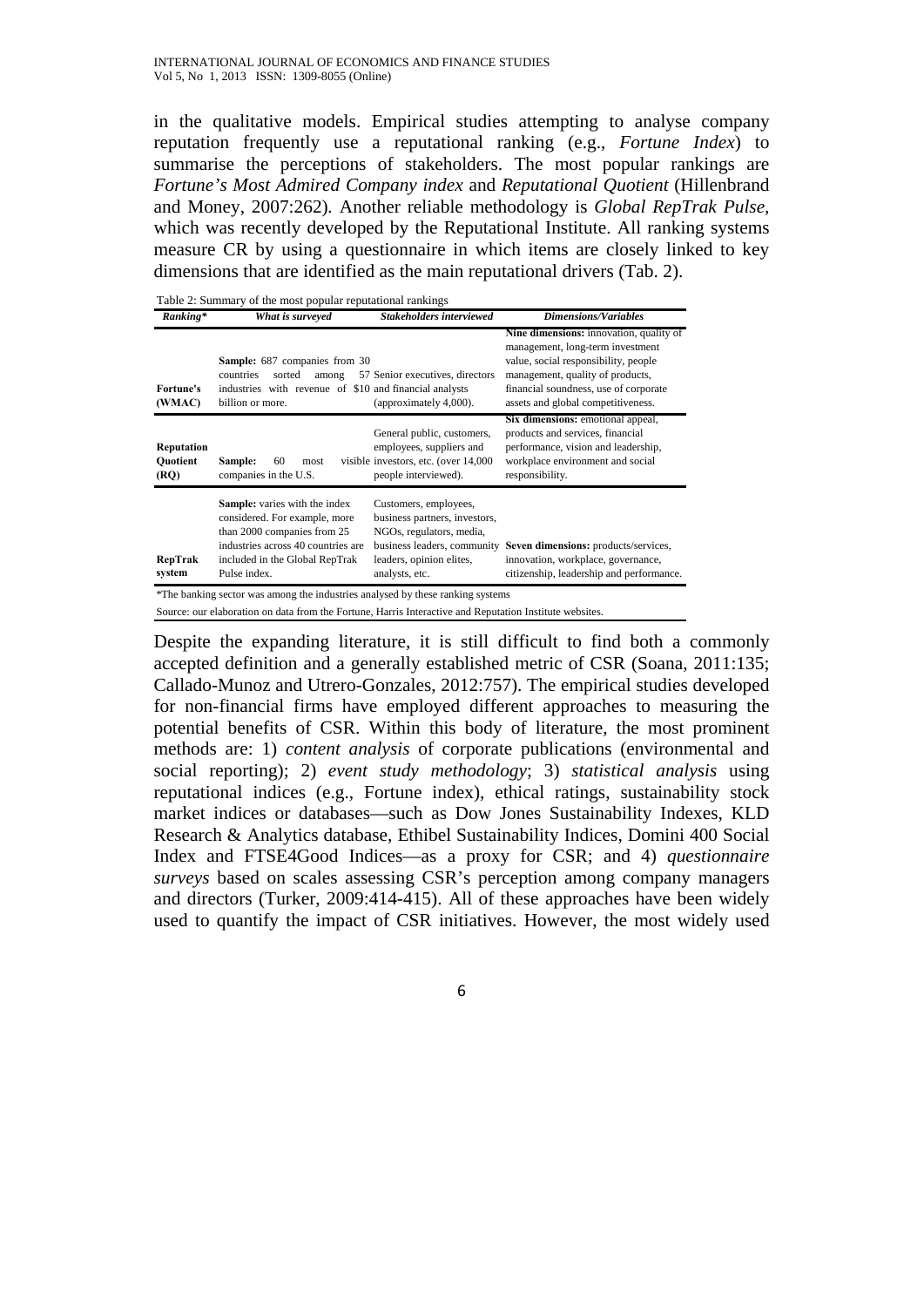in the qualitative models. Empirical studies attempting to analyse company reputation frequently use a reputational ranking (e.g., *Fortune Index*) to summarise the perceptions of stakeholders. The most popular rankings are *Fortune's Most Admired Company index* and *Reputational Quotient* (Hillenbrand and Money, 2007:262). Another reliable methodology is *Global RepTrak Pulse*, which was recently developed by the Reputational Institute. All ranking systems measure CR by using a questionnaire in which items are closely linked to key dimensions that are identified as the main reputational drivers (Tab. 2).

Table 2: Summary of the most popular reputational rankings

| *Ranking\** | *What is surveyed* | *Stakeholders interviewed* | *Dimensions/Variables* |
|---|---|---|---|
| **Fortune's (WMAC)** | **Sample:** 687 companies from 30 countries sorted among 57 industries with revenue of $10 billion or more. | Senior executives, directors and financial analysts (approximately 4,000). | **Nine dimensions:** innovation, quality of management, long-term investment value, social responsibility, people management, quality of products, financial soundness, use of corporate assets and global competitiveness. |
| **Reputation Quotient (RQ)** | **Sample:** 60 most visible companies in the U.S. | General public, customers, employees, suppliers and investors, etc. (over 14,000 people interviewed). | **Six dimensions:** emotional appeal, products and services, financial performance, vision and leadership, workplace environment and social responsibility. |
| **RepTrak system** | **Sample:** varies with the index considered. For example, more than 2000 companies from 25 industries across 40 countries are included in the Global RepTrak Pulse index. | Customers, employees, business partners, investors, NGOs, regulators, media, business leaders, community leaders, opinion elites, analysts, etc. | **Seven dimensions:** products/services, innovation, workplace, governance, citizenship, leadership and performance. |

\*The banking sector was among the industries analysed by these ranking systems

Source: our elaboration on data from the Fortune, Harris Interactive and Reputation Institute websites.

Despite the expanding literature, it is still difficult to find both a commonly accepted definition and a generally established metric of CSR (Soana, 2011:135; Callado-Munoz and Utrero-Gonzales, 2012:757). The empirical studies developed for non-financial firms have employed different approaches to measuring the potential benefits of CSR. Within this body of literature, the most prominent methods are: 1) *content analysis* of corporate publications (environmental and social reporting); 2) *event study methodology*; 3) *statistical analysis* using reputational indices (e.g., Fortune index), ethical ratings, sustainability stock market indices or databases—such as Dow Jones Sustainability Indexes, KLD Research & Analytics database, Ethibel Sustainability Indices, Domini 400 Social Index and FTSE4Good Indices—as a proxy for CSR; and 4) *questionnaire surveys* based on scales assessing CSR's perception among company managers and directors (Turker, 2009:414-415). All of these approaches have been widely used to quantify the impact of CSR initiatives. However, the most widely used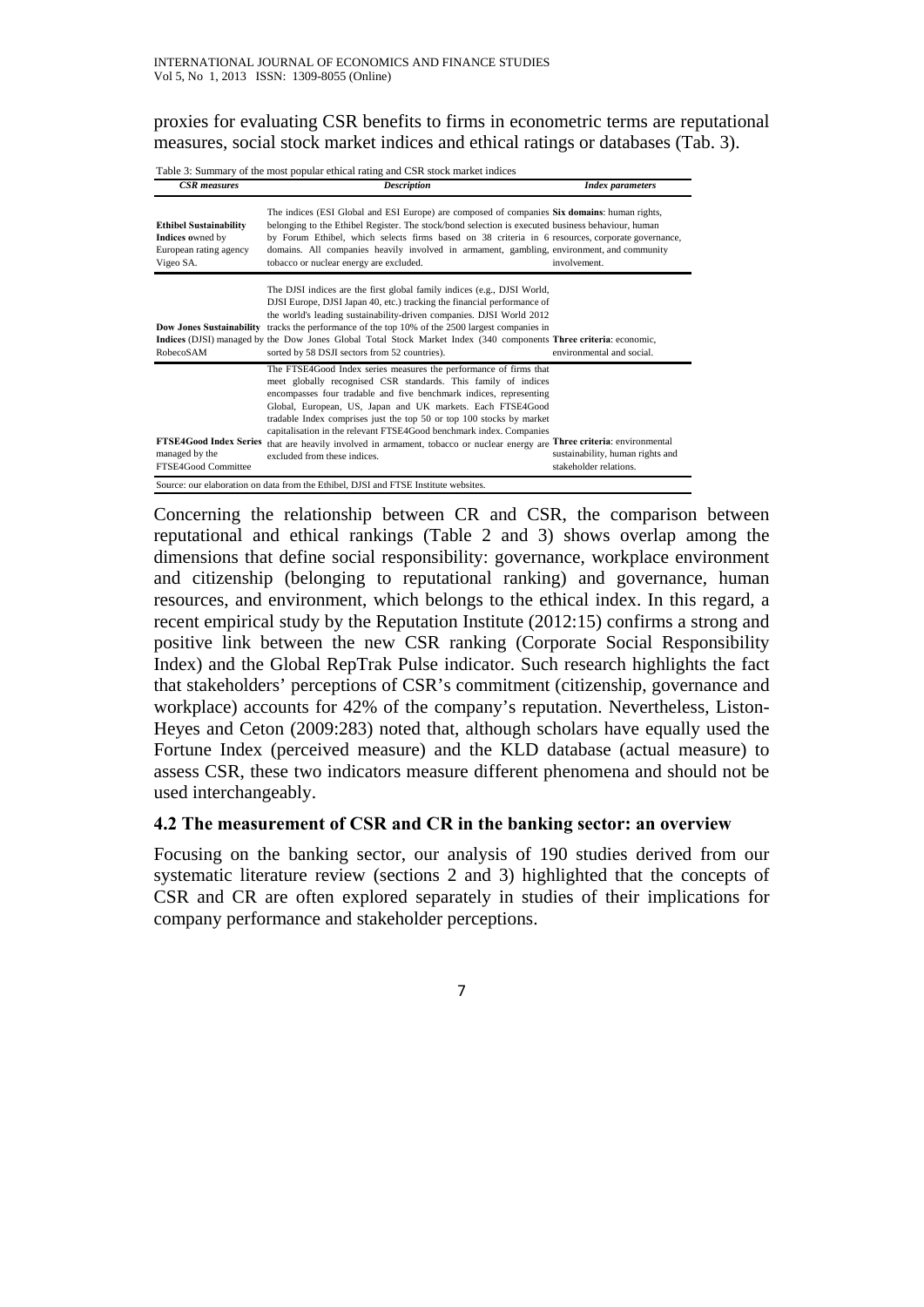proxies for evaluating CSR benefits to firms in econometric terms are reputational measures, social stock market indices and ethical ratings or databases (Tab. 3).

Table 3: Summary of the most popular ethical rating and CSR stock market indices

| *CSR measures* | *Description* | *Index parameters* |
|---|---|---|
| **Ethibel Sustainability Indices** owned by European rating agency Vigeo SA. | The indices (ESI Global and ESI Europe) are composed of companies belonging to the Ethibel Register. The stock/bond selection is executed by Forum Ethibel, which selects firms based on 38 criteria in 6 domains. All companies heavily involved in armament, gambling, tobacco or nuclear energy are excluded. | **Six domains**: human rights, business behaviour, human resources, corporate governance, environment, and community involvement. |
| **Dow Jones Sustainability Indices** (DJSI) managed by RobecoSAM | The DJSI indices are the first global family indices (e.g., DJSI World, DJSI Europe, DJSI Japan 40, etc.) tracking the financial performance of the world's leading sustainability-driven companies. DJSI World 2012 tracks the performance of the top 10% of the 2500 largest companies in the Dow Jones Global Total Stock Market Index (340 components sorted by 58 DSJI sectors from 52 countries). | **Three criteria**: economic, environmental and social. |
| **FTSE4Good Index Series** managed by the FTSE4Good Committee | The FTSE4Good Index series measures the performance of firms that meet globally recognised CSR standards. This family of indices encompasses four tradable and five benchmark indices, representing Global, European, US, Japan and UK markets. Each FTSE4Good tradable Index comprises just the top 50 or top 100 stocks by market capitalisation in the relevant FTSE4Good benchmark index. Companies that are heavily involved in armament, tobacco or nuclear energy are excluded from these indices. | **Three criteria**: environmental sustainability, human rights and stakeholder relations. |

Source: our elaboration on data from the Ethibel, DJSI and FTSE Institute websites.

Concerning the relationship between CR and CSR, the comparison between reputational and ethical rankings (Table 2 and 3) shows overlap among the dimensions that define social responsibility: governance, workplace environment and citizenship (belonging to reputational ranking) and governance, human resources, and environment, which belongs to the ethical index. In this regard, a recent empirical study by the Reputation Institute (2012:15) confirms a strong and positive link between the new CSR ranking (Corporate Social Responsibility Index) and the Global RepTrak Pulse indicator. Such research highlights the fact that stakeholders' perceptions of CSR's commitment (citizenship, governance and workplace) accounts for 42% of the company's reputation. Nevertheless, Liston-Heyes and Ceton (2009:283) noted that, although scholars have equally used the Fortune Index (perceived measure) and the KLD database (actual measure) to assess CSR, these two indicators measure different phenomena and should not be used interchangeably.

### 4.2 The measurement of CSR and CR in the banking sector: an overview

Focusing on the banking sector, our analysis of 190 studies derived from our systematic literature review (sections 2 and 3) highlighted that the concepts of CSR and CR are often explored separately in studies of their implications for company performance and stakeholder perceptions.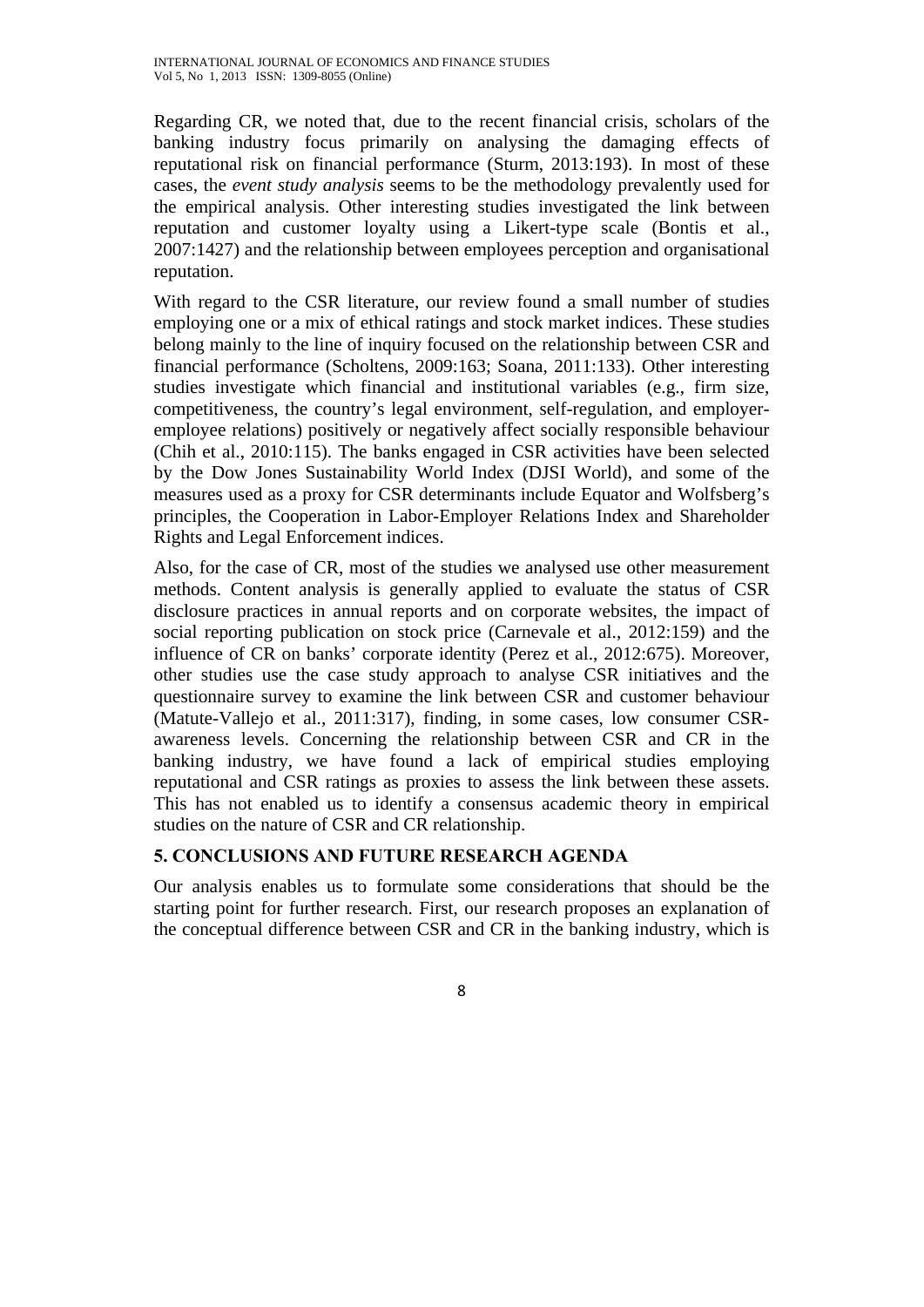Regarding CR, we noted that, due to the recent financial crisis, scholars of the banking industry focus primarily on analysing the damaging effects of reputational risk on financial performance (Sturm, 2013:193). In most of these cases, the *event study analysis* seems to be the methodology prevalently used for the empirical analysis. Other interesting studies investigated the link between reputation and customer loyalty using a Likert-type scale (Bontis et al., 2007:1427) and the relationship between employees perception and organisational reputation.

With regard to the CSR literature, our review found a small number of studies employing one or a mix of ethical ratings and stock market indices. These studies belong mainly to the line of inquiry focused on the relationship between CSR and financial performance (Scholtens, 2009:163; Soana, 2011:133). Other interesting studies investigate which financial and institutional variables (e.g., firm size, competitiveness, the country's legal environment, self-regulation, and employer-employee relations) positively or negatively affect socially responsible behaviour (Chih et al., 2010:115). The banks engaged in CSR activities have been selected by the Dow Jones Sustainability World Index (DJSI World), and some of the measures used as a proxy for CSR determinants include Equator and Wolfsberg's principles, the Cooperation in Labor-Employer Relations Index and Shareholder Rights and Legal Enforcement indices.

Also, for the case of CR, most of the studies we analysed use other measurement methods. Content analysis is generally applied to evaluate the status of CSR disclosure practices in annual reports and on corporate websites, the impact of social reporting publication on stock price (Carnevale et al., 2012:159) and the influence of CR on banks' corporate identity (Perez et al., 2012:675). Moreover, other studies use the case study approach to analyse CSR initiatives and the questionnaire survey to examine the link between CSR and customer behaviour (Matute-Vallejo et al., 2011:317), finding, in some cases, low consumer CSR-awareness levels. Concerning the relationship between CSR and CR in the banking industry, we have found a lack of empirical studies employing reputational and CSR ratings as proxies to assess the link between these assets. This has not enabled us to identify a consensus academic theory in empirical studies on the nature of CSR and CR relationship.

## 5. CONCLUSIONS AND FUTURE RESEARCH AGENDA

Our analysis enables us to formulate some considerations that should be the starting point for further research. First, our research proposes an explanation of the conceptual difference between CSR and CR in the banking industry, which is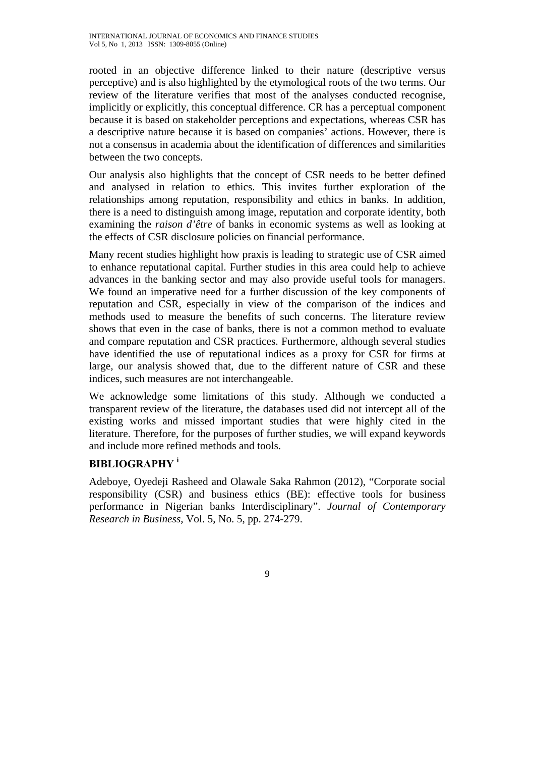rooted in an objective difference linked to their nature (descriptive versus perceptive) and is also highlighted by the etymological roots of the two terms. Our review of the literature verifies that most of the analyses conducted recognise, implicitly or explicitly, this conceptual difference. CR has a perceptual component because it is based on stakeholder perceptions and expectations, whereas CSR has a descriptive nature because it is based on companies' actions. However, there is not a consensus in academia about the identification of differences and similarities between the two concepts.

Our analysis also highlights that the concept of CSR needs to be better defined and analysed in relation to ethics. This invites further exploration of the relationships among reputation, responsibility and ethics in banks. In addition, there is a need to distinguish among image, reputation and corporate identity, both examining the *raison d'être* of banks in economic systems as well as looking at the effects of CSR disclosure policies on financial performance.

Many recent studies highlight how praxis is leading to strategic use of CSR aimed to enhance reputational capital. Further studies in this area could help to achieve advances in the banking sector and may also provide useful tools for managers. We found an imperative need for a further discussion of the key components of reputation and CSR, especially in view of the comparison of the indices and methods used to measure the benefits of such concerns. The literature review shows that even in the case of banks, there is not a common method to evaluate and compare reputation and CSR practices. Furthermore, although several studies have identified the use of reputational indices as a proxy for CSR for firms at large, our analysis showed that, due to the different nature of CSR and these indices, such measures are not interchangeable.

We acknowledge some limitations of this study. Although we conducted a transparent review of the literature, the databases used did not intercept all of the existing works and missed important studies that were highly cited in the literature. Therefore, for the purposes of further studies, we will expand keywords and include more refined methods and tools.

## BIBLIOGRAPHY [i]

Adeboye, Oyedeji Rasheed and Olawale Saka Rahmon (2012), "Corporate social responsibility (CSR) and business ethics (BE): effective tools for business performance in Nigerian banks Interdisciplinary". *Journal of Contemporary Research in Business*, Vol. 5, No. 5, pp. 274-279.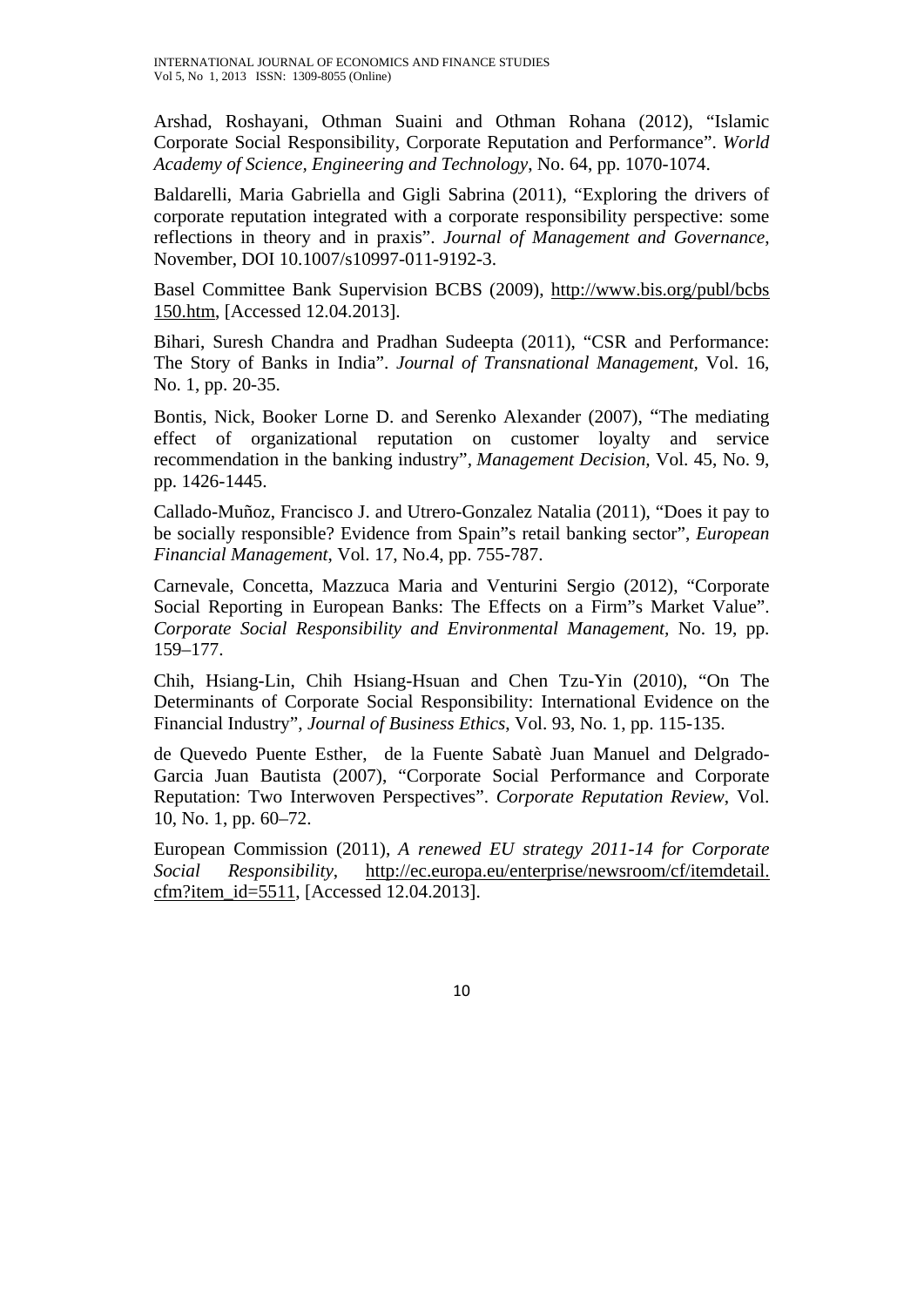Arshad, Roshayani, Othman Suaini and Othman Rohana (2012), "Islamic Corporate Social Responsibility, Corporate Reputation and Performance". *World Academy of Science, Engineering and Technology*, No. 64, pp. 1070-1074.

Baldarelli, Maria Gabriella and Gigli Sabrina (2011), "Exploring the drivers of corporate reputation integrated with a corporate responsibility perspective: some reflections in theory and in praxis". *Journal of Management and Governance*, November, DOI 10.1007/s10997-011-9192-3.

Basel Committee Bank Supervision BCBS (2009), http://www.bis.org/publ/bcbs150.htm, [Accessed 12.04.2013].

Bihari, Suresh Chandra and Pradhan Sudeepta (2011), "CSR and Performance: The Story of Banks in India". *Journal of Transnational Management*, Vol. 16, No. 1, pp. 20-35.

Bontis, Nick, Booker Lorne D. and Serenko Alexander (2007), "The mediating effect of organizational reputation on customer loyalty and service recommendation in the banking industry", *Management Decision*, Vol. 45, No. 9, pp. 1426-1445.

Callado-Muñoz, Francisco J. and Utrero-Gonzalez Natalia (2011), "Does it pay to be socially responsible? Evidence from Spain"s retail banking sector", *European Financial Management*, Vol. 17, No.4, pp. 755-787.

Carnevale, Concetta, Mazzuca Maria and Venturini Sergio (2012), "Corporate Social Reporting in European Banks: The Effects on a Firm"s Market Value". *Corporate Social Responsibility and Environmental Management*, No. 19, pp. 159–177.

Chih, Hsiang-Lin, Chih Hsiang-Hsuan and Chen Tzu-Yin (2010), "On The Determinants of Corporate Social Responsibility: International Evidence on the Financial Industry", *Journal of Business Ethics*, Vol. 93, No. 1, pp. 115-135.

de Quevedo Puente Esther, de la Fuente Sabatè Juan Manuel and Delgrado-Garcia Juan Bautista (2007), "Corporate Social Performance and Corporate Reputation: Two Interwoven Perspectives". *Corporate Reputation Review*, Vol. 10, No. 1, pp. 60–72.

European Commission (2011), *A renewed EU strategy 2011-14 for Corporate Social Responsibility*, http://ec.europa.eu/enterprise/newsroom/cf/itemdetail.cfm?item_id=5511, [Accessed 12.04.2013].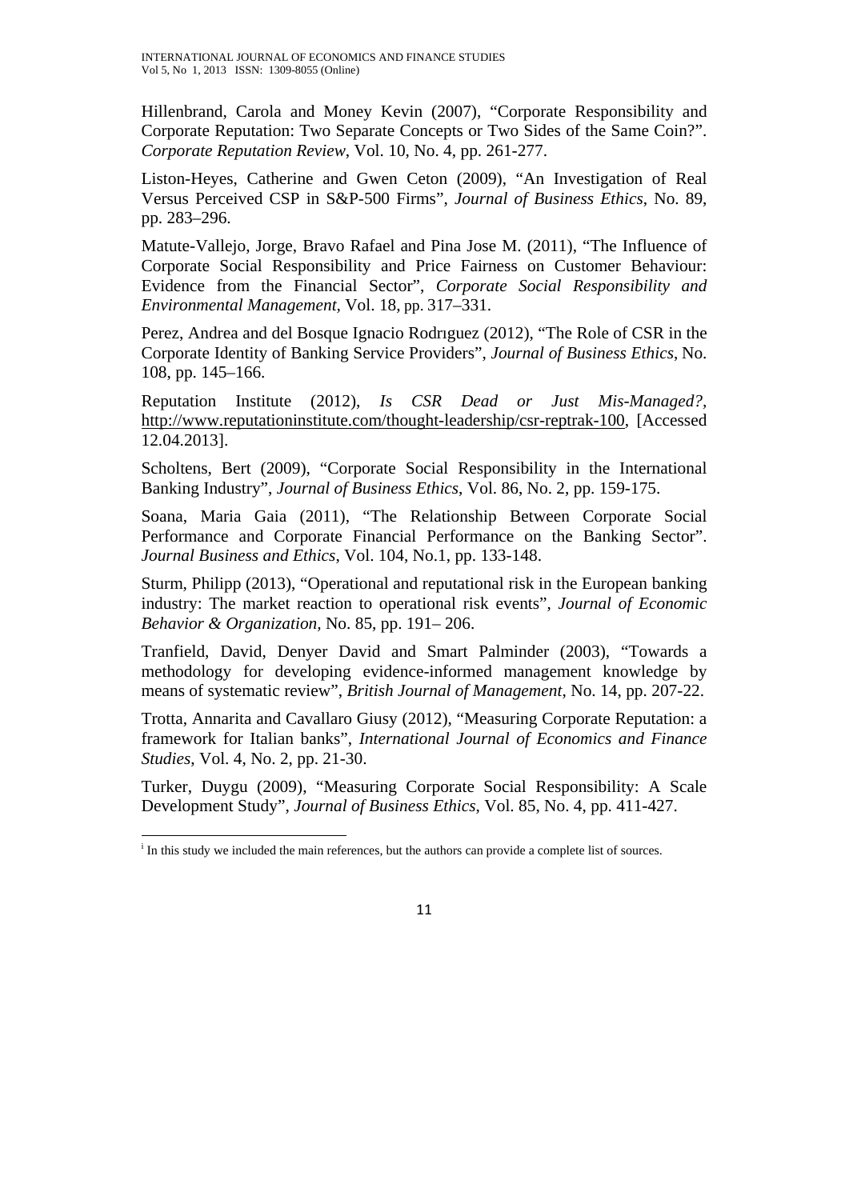Hillenbrand, Carola and Money Kevin (2007), “Corporate Responsibility and Corporate Reputation: Two Separate Concepts or Two Sides of the Same Coin?”. *Corporate Reputation Review*, Vol. 10, No. 4, pp. 261-277.

Liston-Heyes, Catherine and Gwen Ceton (2009), “An Investigation of Real Versus Perceived CSP in S&P-500 Firms”, *Journal of Business Ethics*, No. 89, pp. 283–296.

Matute-Vallejo, Jorge, Bravo Rafael and Pina Jose M. (2011), “The Influence of Corporate Social Responsibility and Price Fairness on Customer Behaviour: Evidence from the Financial Sector”, *Corporate Social Responsibility and Environmental Management*, Vol. 18, pp. 317–331.

Perez, Andrea and del Bosque Ignacio Rodrıguez (2012), “The Role of CSR in the Corporate Identity of Banking Service Providers”, *Journal of Business Ethics*, No. 108, pp. 145–166.

Reputation Institute (2012), *Is CSR Dead or Just Mis-Managed?*, http://www.reputationinstitute.com/thought-leadership/csr-reptrak-100, [Accessed 12.04.2013].

Scholtens, Bert (2009), “Corporate Social Responsibility in the International Banking Industry”, *Journal of Business Ethics*, Vol. 86, No. 2, pp. 159-175.

Soana, Maria Gaia (2011), “The Relationship Between Corporate Social Performance and Corporate Financial Performance on the Banking Sector”. *Journal Business and Ethics*, Vol. 104, No.1, pp. 133-148.

Sturm, Philipp (2013), “Operational and reputational risk in the European banking industry: The market reaction to operational risk events”, *Journal of Economic Behavior & Organization*, No. 85, pp. 191– 206.

Tranfield, David, Denyer David and Smart Palminder (2003), “Towards a methodology for developing evidence-informed management knowledge by means of systematic review”, *British Journal of Management*, No. 14, pp. 207-22.

Trotta, Annarita and Cavallaro Giusy (2012), “Measuring Corporate Reputation: a framework for Italian banks”, *International Journal of Economics and Finance Studies*, Vol. 4, No. 2, pp. 21-30.

Turker, Duygu (2009), “Measuring Corporate Social Responsibility: A Scale Development Study”, *Journal of Business Ethics*, Vol. 85, No. 4, pp. 411-427.

---

[i] In this study we included the main references, but the authors can provide a complete list of sources.